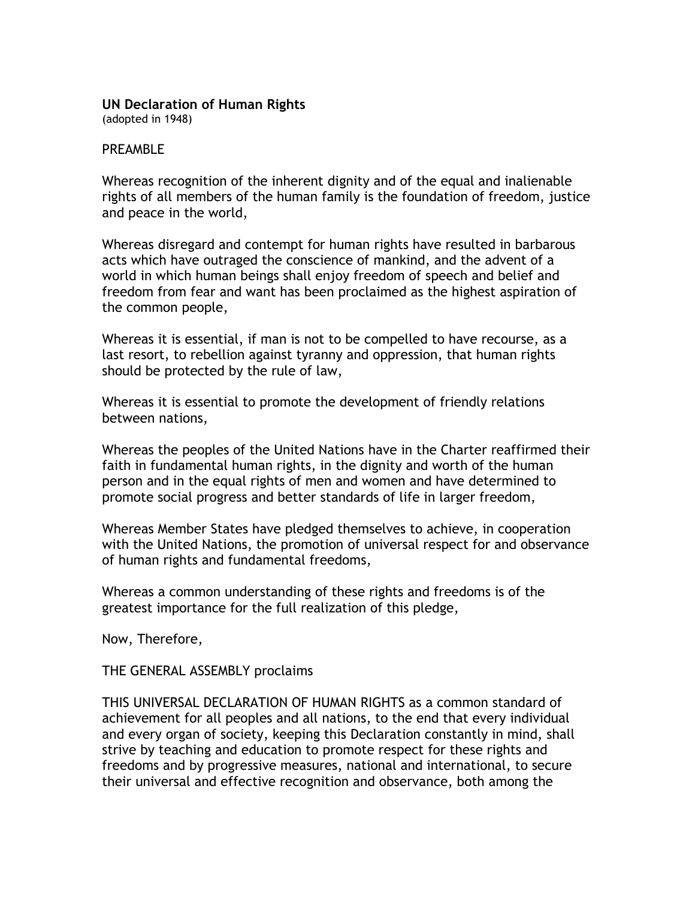**UN Declaration of Human Rights**
(adopted in 1948)

PREAMBLE

Whereas recognition of the inherent dignity and of the equal and inalienable rights of all members of the human family is the foundation of freedom, justice and peace in the world,

Whereas disregard and contempt for human rights have resulted in barbarous acts which have outraged the conscience of mankind, and the advent of a world in which human beings shall enjoy freedom of speech and belief and freedom from fear and want has been proclaimed as the highest aspiration of the common people,

Whereas it is essential, if man is not to be compelled to have recourse, as a last resort, to rebellion against tyranny and oppression, that human rights should be protected by the rule of law,

Whereas it is essential to promote the development of friendly relations between nations,

Whereas the peoples of the United Nations have in the Charter reaffirmed their faith in fundamental human rights, in the dignity and worth of the human person and in the equal rights of men and women and have determined to promote social progress and better standards of life in larger freedom,

Whereas Member States have pledged themselves to achieve, in cooperation with the United Nations, the promotion of universal respect for and observance of human rights and fundamental freedoms,

Whereas a common understanding of these rights and freedoms is of the greatest importance for the full realization of this pledge,

Now, Therefore,

THE GENERAL ASSEMBLY proclaims

THIS UNIVERSAL DECLARATION OF HUMAN RIGHTS as a common standard of achievement for all peoples and all nations, to the end that every individual and every organ of society, keeping this Declaration constantly in mind, shall strive by teaching and education to promote respect for these rights and freedoms and by progressive measures, national and international, to secure their universal and effective recognition and observance, both among the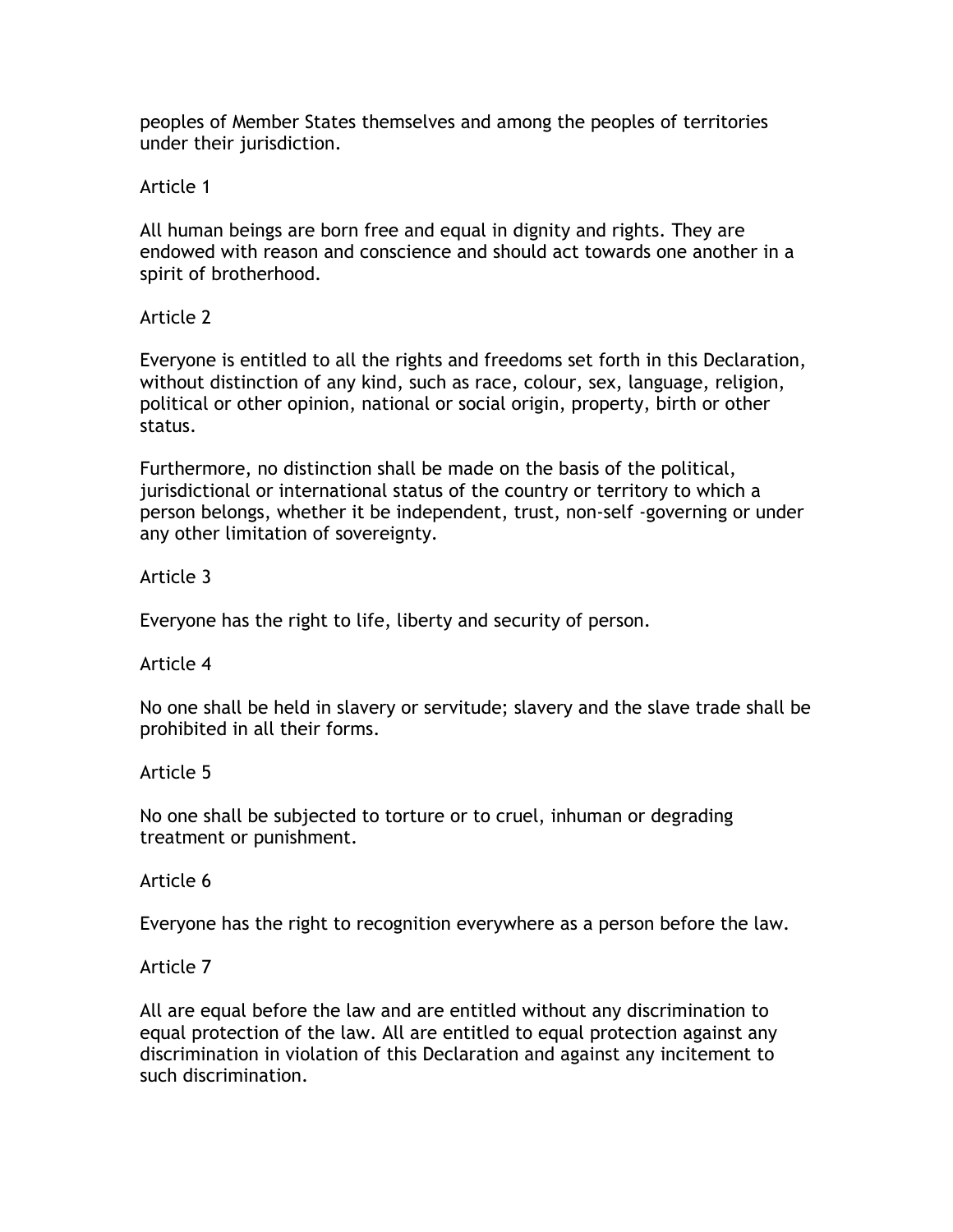peoples of Member States themselves and among the peoples of territories under their jurisdiction.

Article 1

All human beings are born free and equal in dignity and rights. They are endowed with reason and conscience and should act towards one another in a spirit of brotherhood.

Article 2

Everyone is entitled to all the rights and freedoms set forth in this Declaration, without distinction of any kind, such as race, colour, sex, language, religion, political or other opinion, national or social origin, property, birth or other status.

Furthermore, no distinction shall be made on the basis of the political, jurisdictional or international status of the country or territory to which a person belongs, whether it be independent, trust, non-self -governing or under any other limitation of sovereignty.

Article 3

Everyone has the right to life, liberty and security of person.

Article 4

No one shall be held in slavery or servitude; slavery and the slave trade shall be prohibited in all their forms.

Article 5

No one shall be subjected to torture or to cruel, inhuman or degrading treatment or punishment.

Article 6

Everyone has the right to recognition everywhere as a person before the law.

Article 7

All are equal before the law and are entitled without any discrimination to equal protection of the law. All are entitled to equal protection against any discrimination in violation of this Declaration and against any incitement to such discrimination.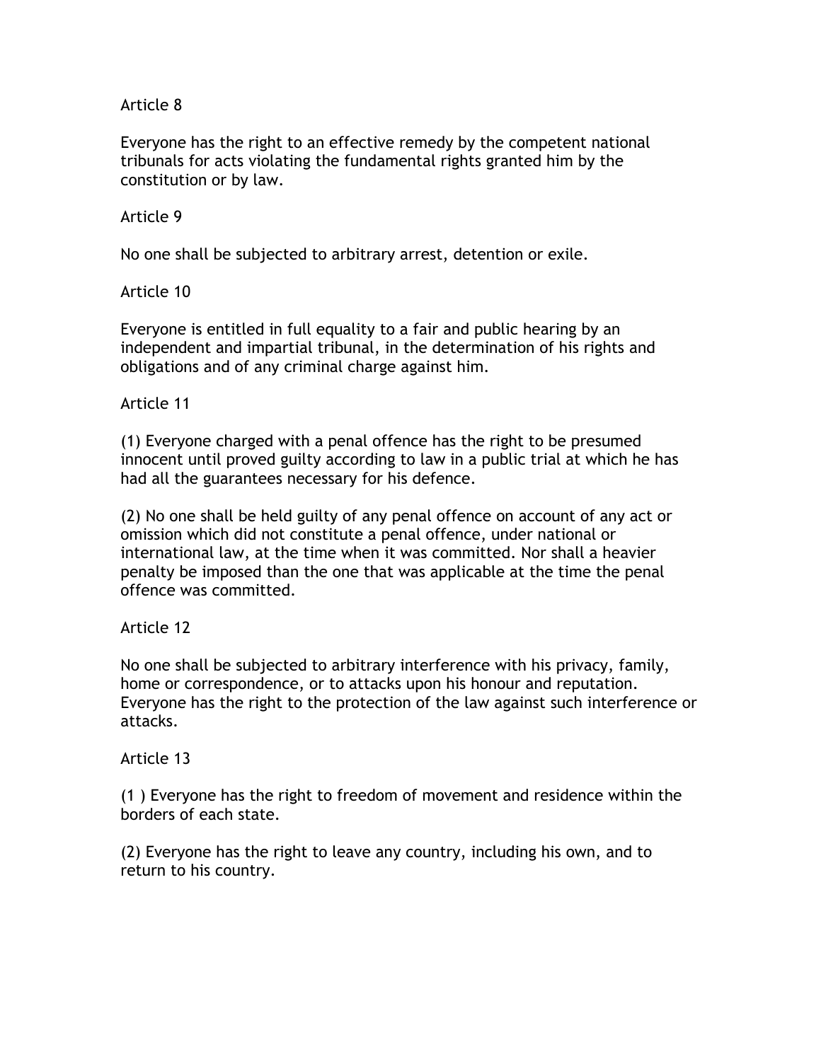Article 8

Everyone has the right to an effective remedy by the competent national tribunals for acts violating the fundamental rights granted him by the constitution or by law.

Article 9

No one shall be subjected to arbitrary arrest, detention or exile.

Article 10

Everyone is entitled in full equality to a fair and public hearing by an independent and impartial tribunal, in the determination of his rights and obligations and of any criminal charge against him.

Article 11

(1) Everyone charged with a penal offence has the right to be presumed innocent until proved guilty according to law in a public trial at which he has had all the guarantees necessary for his defence.

(2) No one shall be held guilty of any penal offence on account of any act or omission which did not constitute a penal offence, under national or international law, at the time when it was committed. Nor shall a heavier penalty be imposed than the one that was applicable at the time the penal offence was committed.

Article 12

No one shall be subjected to arbitrary interference with his privacy, family, home or correspondence, or to attacks upon his honour and reputation. Everyone has the right to the protection of the law against such interference or attacks.

Article 13

(1 ) Everyone has the right to freedom of movement and residence within the borders of each state.

(2) Everyone has the right to leave any country, including his own, and to return to his country.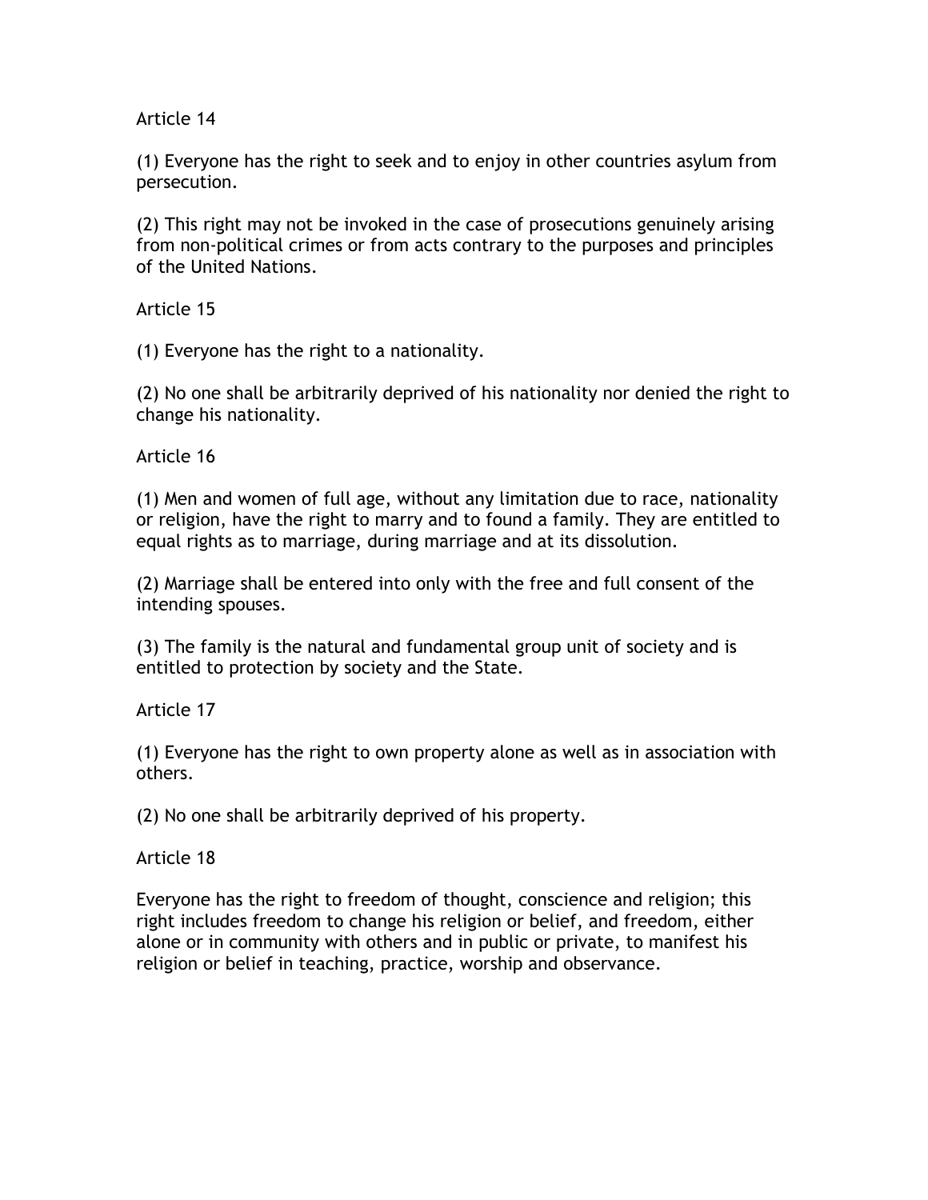Article 14

(1) Everyone has the right to seek and to enjoy in other countries asylum from persecution.

(2) This right may not be invoked in the case of prosecutions genuinely arising from non-political crimes or from acts contrary to the purposes and principles of the United Nations.

Article 15

(1) Everyone has the right to a nationality.

(2) No one shall be arbitrarily deprived of his nationality nor denied the right to change his nationality.

Article 16

(1) Men and women of full age, without any limitation due to race, nationality or religion, have the right to marry and to found a family. They are entitled to equal rights as to marriage, during marriage and at its dissolution.

(2) Marriage shall be entered into only with the free and full consent of the intending spouses.

(3) The family is the natural and fundamental group unit of society and is entitled to protection by society and the State.

Article 17

(1) Everyone has the right to own property alone as well as in association with others.

(2) No one shall be arbitrarily deprived of his property.

Article 18

Everyone has the right to freedom of thought, conscience and religion; this right includes freedom to change his religion or belief, and freedom, either alone or in community with others and in public or private, to manifest his religion or belief in teaching, practice, worship and observance.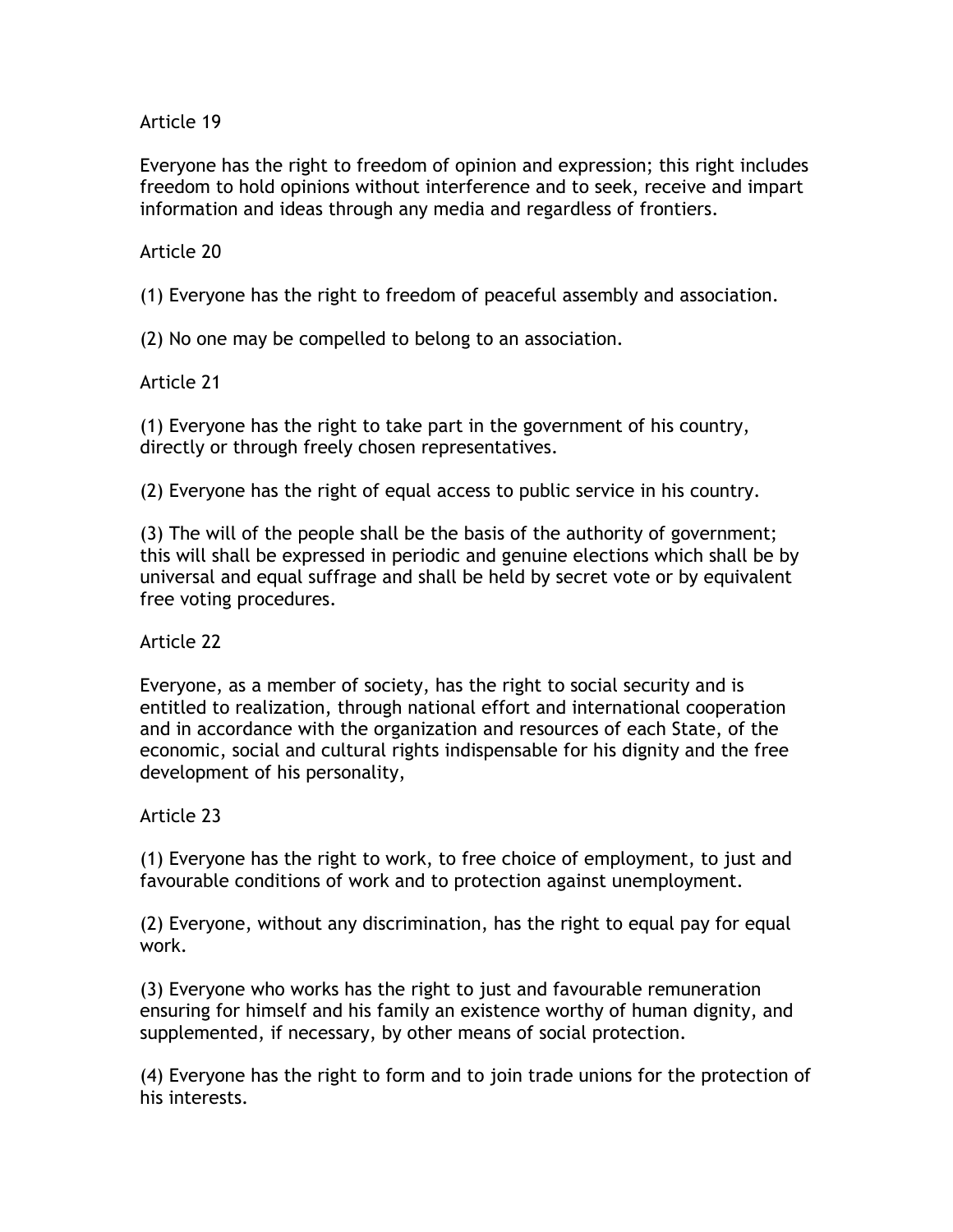Article 19

Everyone has the right to freedom of opinion and expression; this right includes freedom to hold opinions without interference and to seek, receive and impart information and ideas through any media and regardless of frontiers.

Article 20

(1) Everyone has the right to freedom of peaceful assembly and association.

(2) No one may be compelled to belong to an association.

Article 21

(1) Everyone has the right to take part in the government of his country, directly or through freely chosen representatives.

(2) Everyone has the right of equal access to public service in his country.

(3) The will of the people shall be the basis of the authority of government; this will shall be expressed in periodic and genuine elections which shall be by universal and equal suffrage and shall be held by secret vote or by equivalent free voting procedures.

Article 22

Everyone, as a member of society, has the right to social security and is entitled to realization, through national effort and international cooperation and in accordance with the organization and resources of each State, of the economic, social and cultural rights indispensable for his dignity and the free development of his personality,

Article 23

(1) Everyone has the right to work, to free choice of employment, to just and favourable conditions of work and to protection against unemployment.

(2) Everyone, without any discrimination, has the right to equal pay for equal work.

(3) Everyone who works has the right to just and favourable remuneration ensuring for himself and his family an existence worthy of human dignity, and supplemented, if necessary, by other means of social protection.

(4) Everyone has the right to form and to join trade unions for the protection of his interests.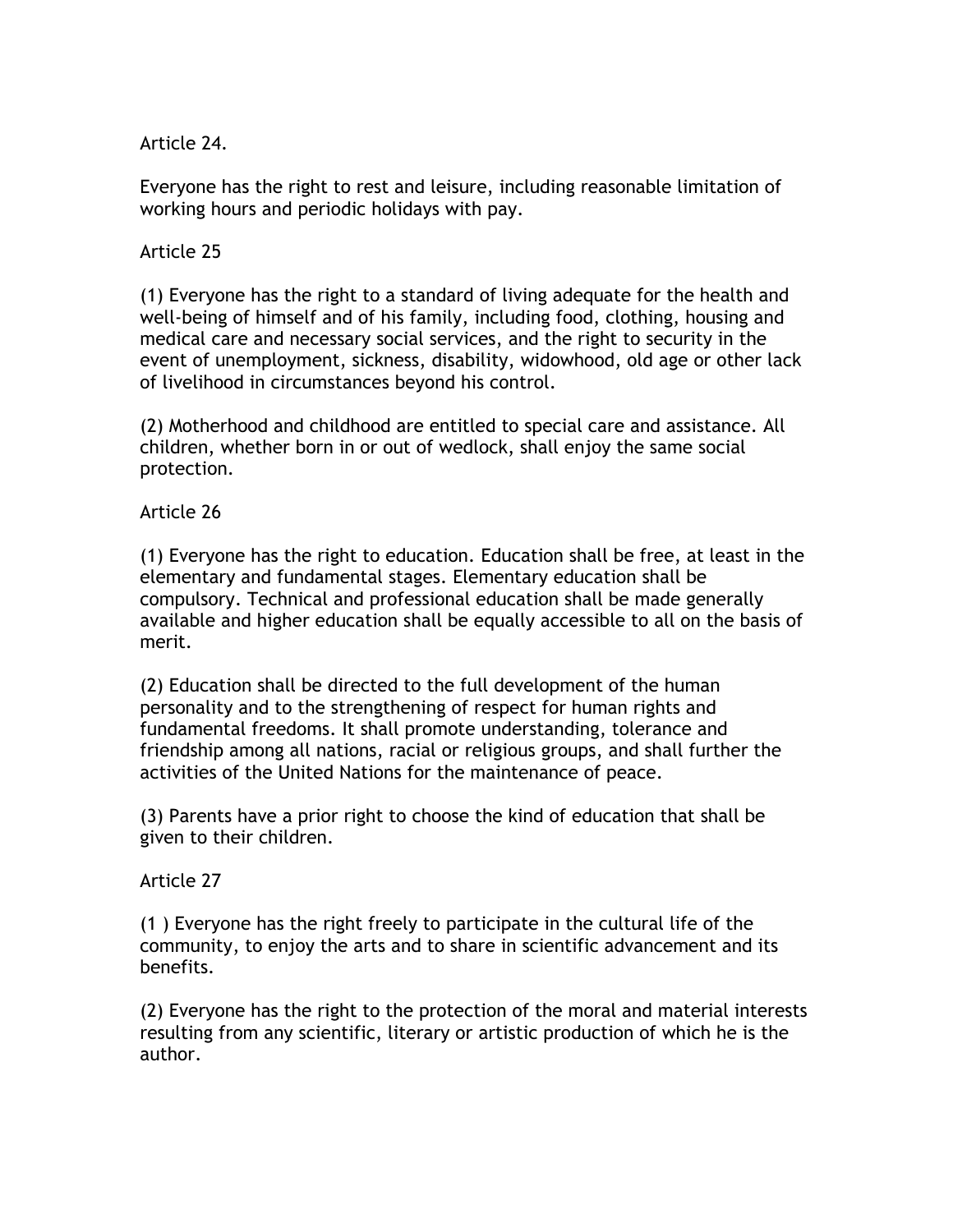Article 24.

Everyone has the right to rest and leisure, including reasonable limitation of working hours and periodic holidays with pay.

Article 25

(1) Everyone has the right to a standard of living adequate for the health and well-being of himself and of his family, including food, clothing, housing and medical care and necessary social services, and the right to security in the event of unemployment, sickness, disability, widowhood, old age or other lack of livelihood in circumstances beyond his control.

(2) Motherhood and childhood are entitled to special care and assistance. All children, whether born in or out of wedlock, shall enjoy the same social protection.

Article 26

(1) Everyone has the right to education. Education shall be free, at least in the elementary and fundamental stages. Elementary education shall be compulsory. Technical and professional education shall be made generally available and higher education shall be equally accessible to all on the basis of merit.

(2) Education shall be directed to the full development of the human personality and to the strengthening of respect for human rights and fundamental freedoms. It shall promote understanding, tolerance and friendship among all nations, racial or religious groups, and shall further the activities of the United Nations for the maintenance of peace.

(3) Parents have a prior right to choose the kind of education that shall be given to their children.

Article 27

(1 ) Everyone has the right freely to participate in the cultural life of the community, to enjoy the arts and to share in scientific advancement and its benefits.

(2) Everyone has the right to the protection of the moral and material interests resulting from any scientific, literary or artistic production of which he is the author.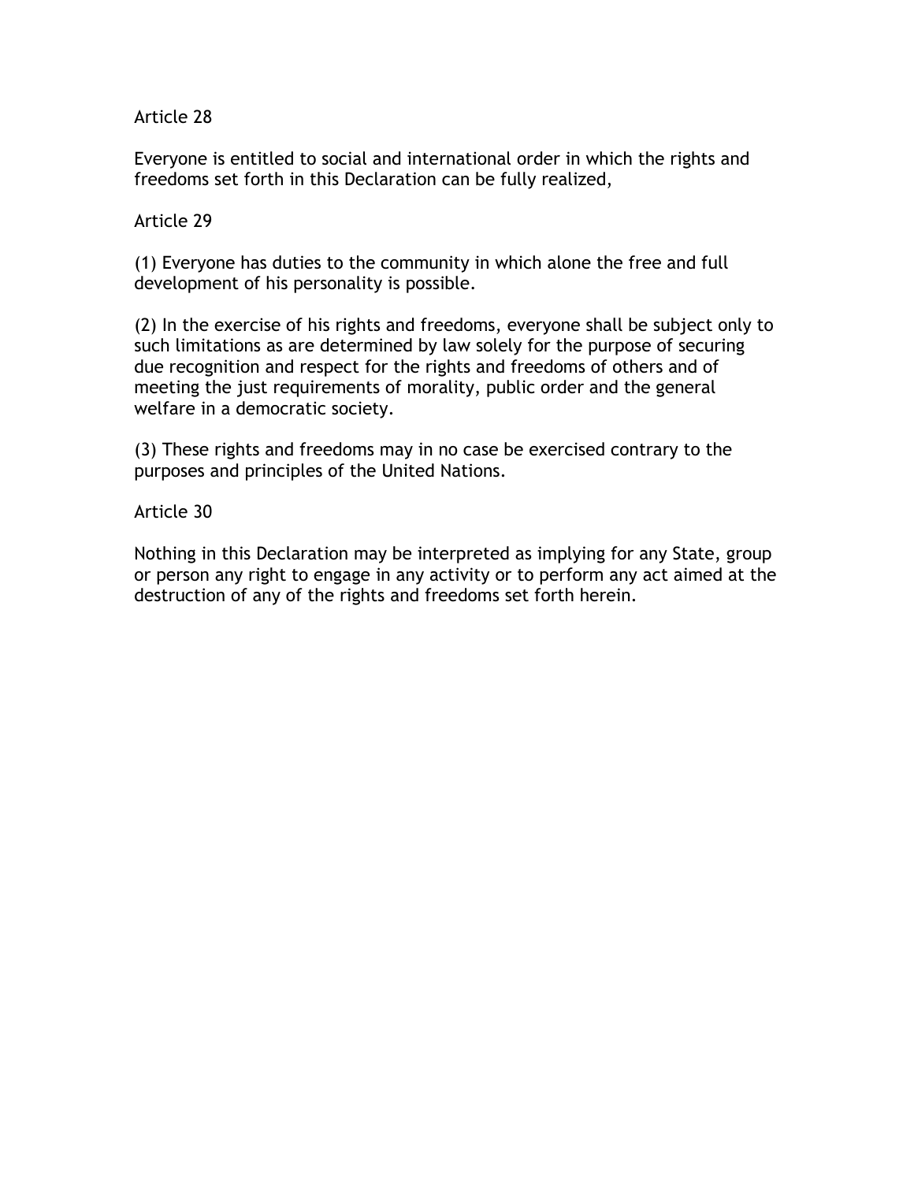Article 28

Everyone is entitled to social and international order in which the rights and freedoms set forth in this Declaration can be fully realized,

Article 29

(1) Everyone has duties to the community in which alone the free and full development of his personality is possible.

(2) In the exercise of his rights and freedoms, everyone shall be subject only to such limitations as are determined by law solely for the purpose of securing due recognition and respect for the rights and freedoms of others and of meeting the just requirements of morality, public order and the general welfare in a democratic society.

(3) These rights and freedoms may in no case be exercised contrary to the purposes and principles of the United Nations.

Article 30

Nothing in this Declaration may be interpreted as implying for any State, group or person any right to engage in any activity or to perform any act aimed at the destruction of any of the rights and freedoms set forth herein.